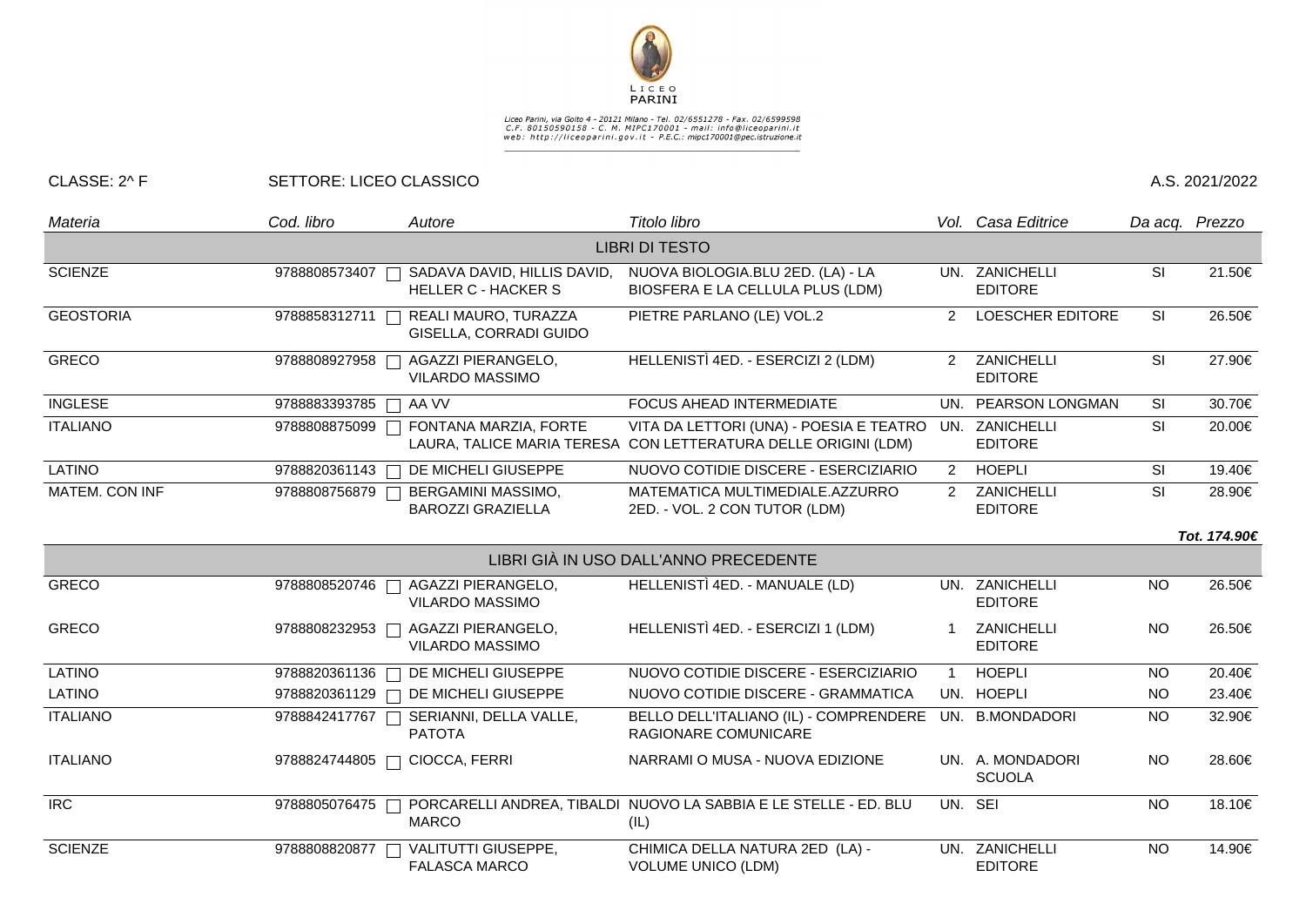LICEO PARINI

Liceo Parini, via Goito 4 - 20121 Milano - Tel. 02/6551278 - Fax. 02/6599598
C.F. 80150590158 - C. M. MIPC170001 - mail: info@liceoparini.it
web: http://liceoparini.gov.it - P.E.C.: mipc170001@pec.istruzione.it

CLASSE: 2^ F | SETTORE: LICEO CLASSICO | A.S. 2021/2022

| *Materia* | *Cod. libro* | *Autore* | *Titolo libro* | *Vol.* | *Casa Editrice* | *Da acq.* | *Prezzo* |
|---|---|---|---|---|---|---|---|
| | | | **LIBRI DI TESTO** | | | | |
| SCIENZE | 9788808573407 | SADAVA DAVID, HILLIS DAVID, HELLER C - HACKER S | NUOVA BIOLOGIA.BLU 2ED. (LA) - LA BIOSFERA E LA CELLULA PLUS (LDM) | UN. | ZANICHELLI EDITORE | SI | 21.50€ |
| GEOSTORIA | 9788858312711 | REALI MAURO, TURAZZA GISELLA, CORRADI GUIDO | PIETRE PARLANO (LE) VOL.2 | 2 | LOESCHER EDITORE | SI | 26.50€ |
| GRECO | 9788808927958 | AGAZZI PIERANGELO, VILARDO MASSIMO | HELLENISTÌ 4ED. - ESERCIZI 2 (LDM) | 2 | ZANICHELLI EDITORE | SI | 27.90€ |
| INGLESE | 9788883393785 | AA VV | FOCUS AHEAD INTERMEDIATE | UN. | PEARSON LONGMAN | SI | 30.70€ |
| ITALIANO | 9788808875099 | FONTANA MARZIA, FORTE LAURA, TALICE MARIA TERESA | VITA DA LETTORI (UNA) - POESIA E TEATRO CON LETTERATURA DELLE ORIGINI (LDM) | UN. | ZANICHELLI EDITORE | SI | 20.00€ |
| LATINO | 9788820361143 | DE MICHELI GIUSEPPE | NUOVO COTIDIE DISCERE - ESERCIZIARIO | 2 | HOEPLI | SI | 19.40€ |
| MATEM. CON INF | 9788808756879 | BERGAMINI MASSIMO, BAROZZI GRAZIELLA | MATEMATICA MULTIMEDIALE.AZZURRO 2ED. - VOL. 2 CON TUTOR (LDM) | 2 | ZANICHELLI EDITORE | SI | 28.90€ |
| | | | | | | | ***Tot. 174.90€*** |
| | | | **LIBRI GIÀ IN USO DALL'ANNO PRECEDENTE** | | | | |
| GRECO | 9788808520746 | AGAZZI PIERANGELO, VILARDO MASSIMO | HELLENISTÌ 4ED. - MANUALE (LD) | UN. | ZANICHELLI EDITORE | NO | 26.50€ |
| GRECO | 9788808232953 | AGAZZI PIERANGELO, VILARDO MASSIMO | HELLENISTÌ 4ED. - ESERCIZI 1 (LDM) | 1 | ZANICHELLI EDITORE | NO | 26.50€ |
| LATINO | 9788820361136 | DE MICHELI GIUSEPPE | NUOVO COTIDIE DISCERE - ESERCIZIARIO | 1 | HOEPLI | NO | 20.40€ |
| LATINO | 9788820361129 | DE MICHELI GIUSEPPE | NUOVO COTIDIE DISCERE - GRAMMATICA | UN. | HOEPLI | NO | 23.40€ |
| ITALIANO | 9788842417767 | SERIANNI, DELLA VALLE, PATOTA | BELLO DELL'ITALIANO (IL) - COMPRENDERE RAGIONARE COMUNICARE | UN. | B.MONDADORI | NO | 32.90€ |
| ITALIANO | 9788824744805 | CIOCCA, FERRI | NARRAMI O MUSA - NUOVA EDIZIONE | UN. | A. MONDADORI SCUOLA | NO | 28.60€ |
| IRC | 9788805076475 | PORCARELLI ANDREA, TIBALDI MARCO | NUOVO LA SABBIA E LE STELLE - ED. BLU (IL) | UN. | SEI | NO | 18.10€ |
| SCIENZE | 9788808820877 | VALITUTTI GIUSEPPE, FALASCA MARCO | CHIMICA DELLA NATURA 2ED (LA) - VOLUME UNICO (LDM) | UN. | ZANICHELLI EDITORE | NO | 14.90€ |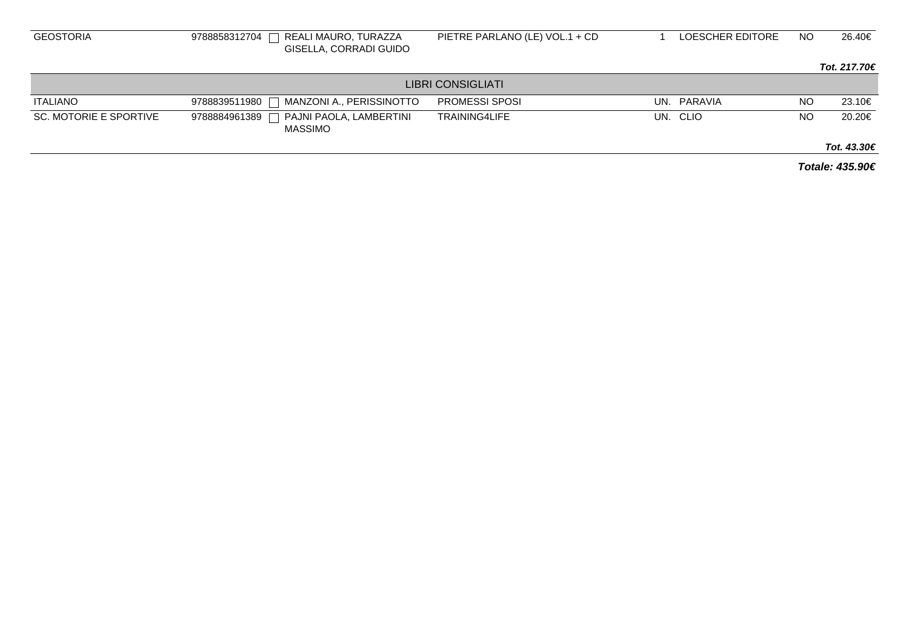| | | | | | | | |
|---|---|---|---|---|---|---|---|
| GEOSTORIA | 9788858312704 ☐ | REALI MAURO, TURAZZA GISELLA, CORRADI GUIDO | PIETRE PARLANO (LE) VOL.1 + CD | 1 | LOESCHER EDITORE | NO | 26.40€ |
| | | | | | | | ***Tot. 217.70€*** |
| LIBRI CONSIGLIATI | | | | | | | |
| ITALIANO | 9788839511980 ☐ | MANZONI A., PERISSINOTTO | PROMESSI SPOSI | UN. | PARAVIA | NO | 23.10€ |
| SC. MOTORIE E SPORTIVE | 9788884961389 ☐ | PAJNI PAOLA, LAMBERTINI MASSIMO | TRAINING4LIFE | UN. | CLIO | NO | 20.20€ |
| | | | | | | | ***Tot. 43.30€*** |

***Totale: 435.90€***